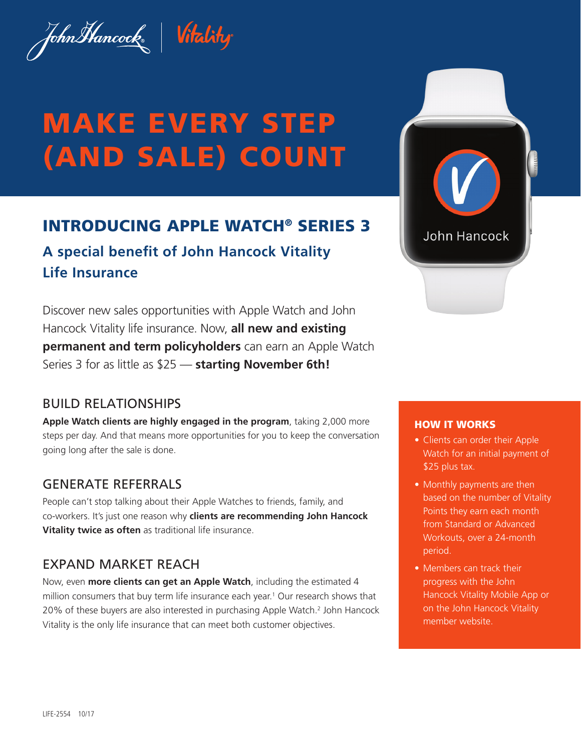John Hancock | Vitality

# MAKE EVERY STEP (AND SALE) COUNT

## INTRODUCING APPLE WATCH® SERIES 3

### A special benefit of John Hancock Vitality Life Insurance

Discover new sales opportunities with Apple Watch and John Hancock Vitality life insurance. Now, **all new and existing permanent and term policyholders** can earn an Apple Watch Series 3 for as little as $25 — **starting November 6th!**

### BUILD RELATIONSHIPS

**Apple Watch clients are highly engaged in the program**, taking 2,000 more steps per day. And that means more opportunities for you to keep the conversation going long after the sale is done.

### GENERATE REFERRALS

People can't stop talking about their Apple Watches to friends, family, and co-workers. It's just one reason why **clients are recommending John Hancock Vitality twice as often** as traditional life insurance.

### EXPAND MARKET REACH

Now, even **more clients can get an Apple Watch**, including the estimated 4 million consumers that buy term life insurance each year.[1] Our research shows that 20% of these buyers are also interested in purchasing Apple Watch.[2] John Hancock Vitality is the only life insurance that can meet both customer objectives.

**HOW IT WORKS**

- Clients can order their Apple Watch for an initial payment of $25 plus tax.
- Monthly payments are then based on the number of Vitality Points they earn each month from Standard or Advanced Workouts, over a 24-month period.
- Members can track their progress with the John Hancock Vitality Mobile App or on the John Hancock Vitality member website.

LIFE-2554 10/17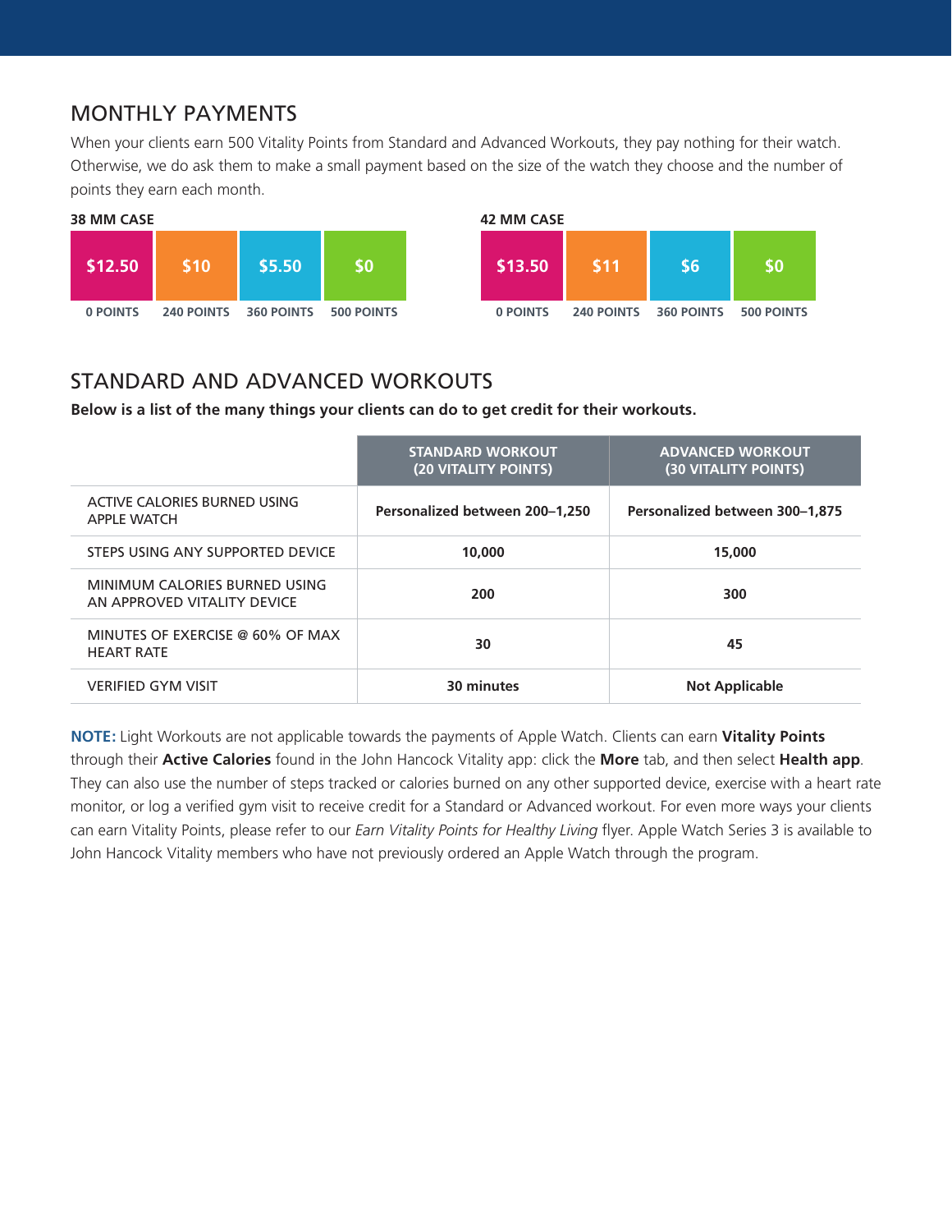## MONTHLY PAYMENTS

When your clients earn 500 Vitality Points from Standard and Advanced Workouts, they pay nothing for their watch. Otherwise, we do ask them to make a small payment based on the size of the watch they choose and the number of points they earn each month.

**38 MM CASE**

| $12.50 | $10 | $5.50 | $0 |
|---|---|---|---|
| 0 POINTS | 240 POINTS | 360 POINTS | 500 POINTS |

**42 MM CASE**

| $13.50 | $11 | $6 | $0 |
|---|---|---|---|
| 0 POINTS | 240 POINTS | 360 POINTS | 500 POINTS |

## STANDARD AND ADVANCED WORKOUTS

**Below is a list of the many things your clients can do to get credit for their workouts.**

| | STANDARD WORKOUT (20 VITALITY POINTS) | ADVANCED WORKOUT (30 VITALITY POINTS) |
|---|---|---|
| ACTIVE CALORIES BURNED USING APPLE WATCH | **Personalized between 200–1,250** | **Personalized between 300–1,875** |
| STEPS USING ANY SUPPORTED DEVICE | **10,000** | **15,000** |
| MINIMUM CALORIES BURNED USING AN APPROVED VITALITY DEVICE | **200** | **300** |
| MINUTES OF EXERCISE @ 60% OF MAX HEART RATE | **30** | **45** |
| VERIFIED GYM VISIT | **30 minutes** | **Not Applicable** |

**NOTE:** Light Workouts are not applicable towards the payments of Apple Watch. Clients can earn **Vitality Points** through their **Active Calories** found in the John Hancock Vitality app: click the **More** tab, and then select **Health app**. They can also use the number of steps tracked or calories burned on any other supported device, exercise with a heart rate monitor, or log a verified gym visit to receive credit for a Standard or Advanced workout. For even more ways your clients can earn Vitality Points, please refer to our *Earn Vitality Points for Healthy Living* flyer. Apple Watch Series 3 is available to John Hancock Vitality members who have not previously ordered an Apple Watch through the program.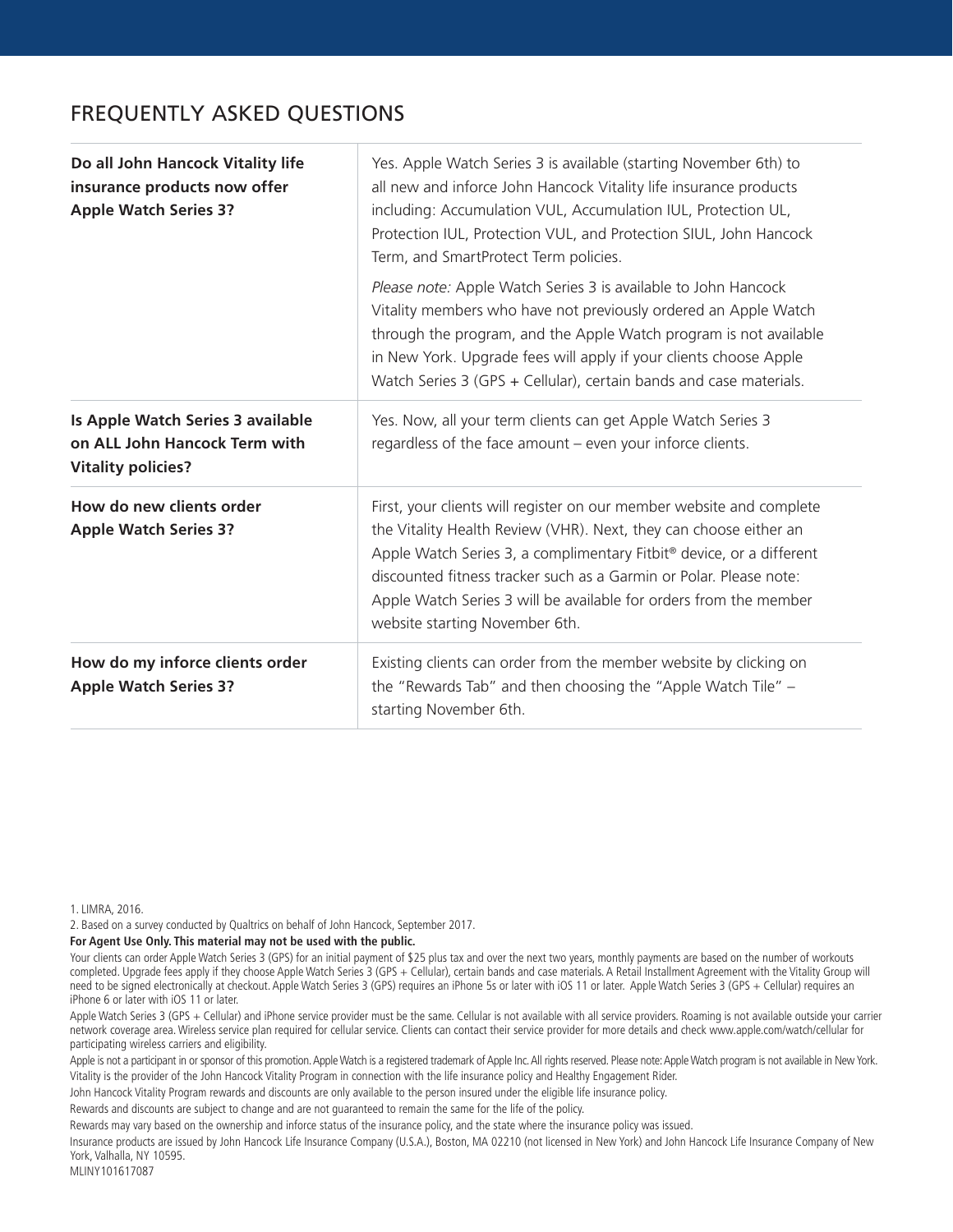## FREQUENTLY ASKED QUESTIONS

| | |
|---|---|
| **Do all John Hancock Vitality life insurance products now offer Apple Watch Series 3?** | Yes. Apple Watch Series 3 is available (starting November 6th) to all new and inforce John Hancock Vitality life insurance products including: Accumulation VUL, Accumulation IUL, Protection UL, Protection IUL, Protection VUL, and Protection SIUL, John Hancock Term, and SmartProtect Term policies.<br><br>*Please note:* Apple Watch Series 3 is available to John Hancock Vitality members who have not previously ordered an Apple Watch through the program, and the Apple Watch program is not available in New York. Upgrade fees will apply if your clients choose Apple Watch Series 3 (GPS + Cellular), certain bands and case materials. |
| **Is Apple Watch Series 3 available on ALL John Hancock Term with Vitality policies?** | Yes. Now, all your term clients can get Apple Watch Series 3 regardless of the face amount – even your inforce clients. |
| **How do new clients order Apple Watch Series 3?** | First, your clients will register on our member website and complete the Vitality Health Review (VHR). Next, they can choose either an Apple Watch Series 3, a complimentary Fitbit® device, or a different discounted fitness tracker such as a Garmin or Polar. Please note: Apple Watch Series 3 will be available for orders from the member website starting November 6th. |
| **How do my inforce clients order Apple Watch Series 3?** | Existing clients can order from the member website by clicking on the "Rewards Tab" and then choosing the "Apple Watch Tile" – starting November 6th. |

1. LIMRA, 2016.

2. Based on a survey conducted by Qualtrics on behalf of John Hancock, September 2017.

**For Agent Use Only. This material may not be used with the public.**

Your clients can order Apple Watch Series 3 (GPS) for an initial payment of $25 plus tax and over the next two years, monthly payments are based on the number of workouts completed. Upgrade fees apply if they choose Apple Watch Series 3 (GPS + Cellular), certain bands and case materials. A Retail Installment Agreement with the Vitality Group will need to be signed electronically at checkout. Apple Watch Series 3 (GPS) requires an iPhone 5s or later with iOS 11 or later. Apple Watch Series 3 (GPS + Cellular) requires an iPhone 6 or later with iOS 11 or later.

Apple Watch Series 3 (GPS + Cellular) and iPhone service provider must be the same. Cellular is not available with all service providers. Roaming is not available outside your carrier network coverage area. Wireless service plan required for cellular service. Clients can contact their service provider for more details and check www.apple.com/watch/cellular for participating wireless carriers and eligibility.

Apple is not a participant in or sponsor of this promotion. Apple Watch is a registered trademark of Apple Inc. All rights reserved. Please note: Apple Watch program is not available in New York. Vitality is the provider of the John Hancock Vitality Program in connection with the life insurance policy and Healthy Engagement Rider.

John Hancock Vitality Program rewards and discounts are only available to the person insured under the eligible life insurance policy.

Rewards and discounts are subject to change and are not guaranteed to remain the same for the life of the policy.

Rewards may vary based on the ownership and inforce status of the insurance policy, and the state where the insurance policy was issued.

Insurance products are issued by John Hancock Life Insurance Company (U.S.A.), Boston, MA 02210 (not licensed in New York) and John Hancock Life Insurance Company of New York, Valhalla, NY 10595.

MLINY101617087